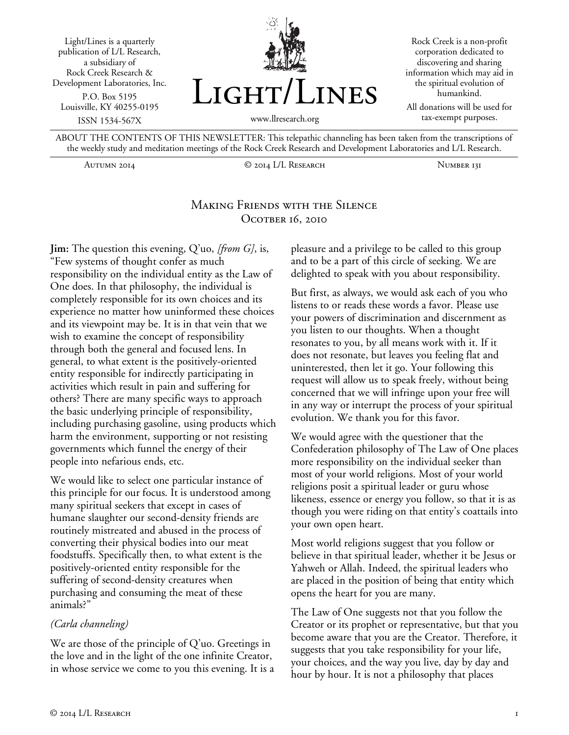Light/Lines is a quarterly publication of L/L Research, a subsidiary of Rock Creek Research & Development Laboratories, Inc.
P.O. Box 5195
Louisville, KY 40255-0195
ISSN 1534-567X

# Light/Lines

www.llresearch.org

Rock Creek is a non-profit corporation dedicated to discovering and sharing information which may aid in the spiritual evolution of humankind.
All donations will be used for tax-exempt purposes.

ABOUT THE CONTENTS OF THIS NEWSLETTER: This telepathic channeling has been taken from the transcriptions of the weekly study and meditation meetings of the Rock Creek Research and Development Laboratories and L/L Research.

Autumn 2014 | © 2014 L/L Research | Number 131

## Making Friends with the Silence
### Ocotber 16, 2010

**Jim:** The question this evening, Q'uo, *[from G]*, is, "Few systems of thought confer as much responsibility on the individual entity as the Law of One does. In that philosophy, the individual is completely responsible for its own choices and its experience no matter how uninformed these choices and its viewpoint may be. It is in that vein that we wish to examine the concept of responsibility through both the general and focused lens. In general, to what extent is the positively-oriented entity responsible for indirectly participating in activities which result in pain and suffering for others? There are many specific ways to approach the basic underlying principle of responsibility, including purchasing gasoline, using products which harm the environment, supporting or not resisting governments which funnel the energy of their people into nefarious ends, etc.

We would like to select one particular instance of this principle for our focus. It is understood among many spiritual seekers that except in cases of humane slaughter our second-density friends are routinely mistreated and abused in the process of converting their physical bodies into our meat foodstuffs. Specifically then, to what extent is the positively-oriented entity responsible for the suffering of second-density creatures when purchasing and consuming the meat of these animals?"

*(Carla channeling)*

We are those of the principle of Q'uo. Greetings in the love and in the light of the one infinite Creator, in whose service we come to you this evening. It is a pleasure and a privilege to be called to this group and to be a part of this circle of seeking. We are delighted to speak with you about responsibility.

But first, as always, we would ask each of you who listens to or reads these words a favor. Please use your powers of discrimination and discernment as you listen to our thoughts. When a thought resonates to you, by all means work with it. If it does not resonate, but leaves you feeling flat and uninterested, then let it go. Your following this request will allow us to speak freely, without being concerned that we will infringe upon your free will in any way or interrupt the process of your spiritual evolution. We thank you for this favor.

We would agree with the questioner that the Confederation philosophy of The Law of One places more responsibility on the individual seeker than most of your world religions. Most of your world religions posit a spiritual leader or guru whose likeness, essence or energy you follow, so that it is as though you were riding on that entity's coattails into your own open heart.

Most world religions suggest that you follow or believe in that spiritual leader, whether it be Jesus or Yahweh or Allah. Indeed, the spiritual leaders who are placed in the position of being that entity which opens the heart for you are many.

The Law of One suggests not that you follow the Creator or its prophet or representative, but that you become aware that you are the Creator. Therefore, it suggests that you take responsibility for your life, your choices, and the way you live, day by day and hour by hour. It is not a philosophy that places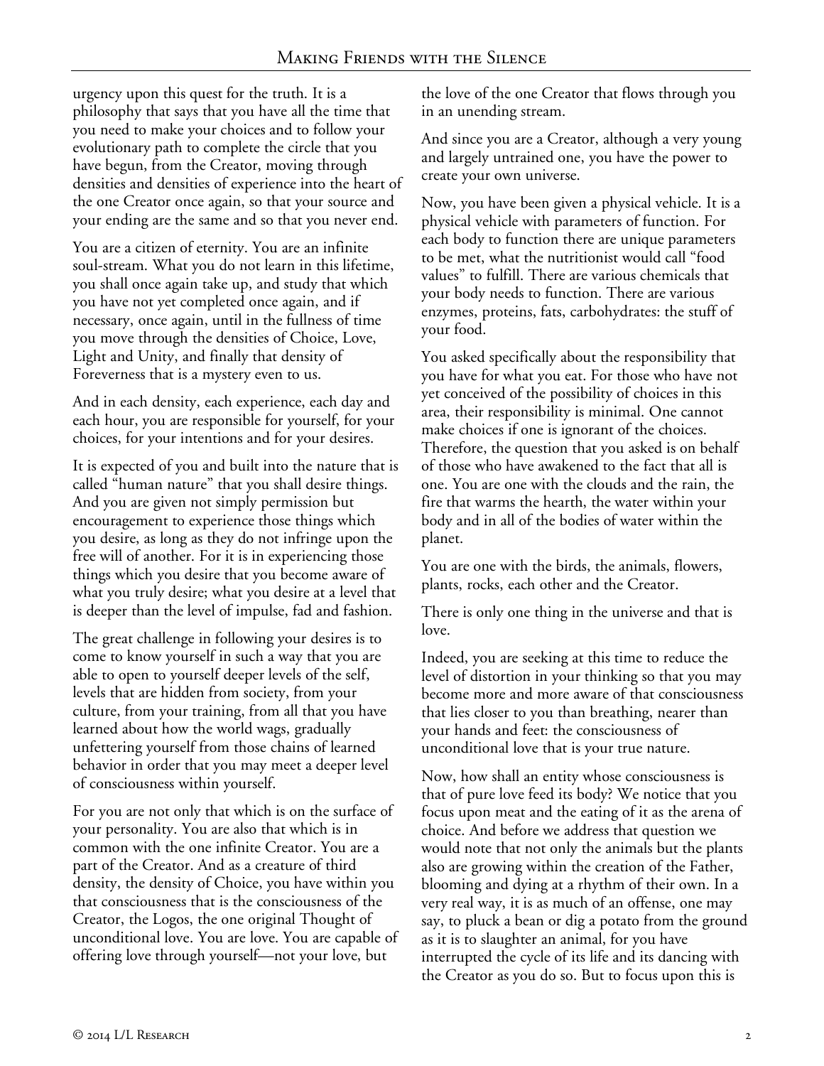urgency upon this quest for the truth. It is a philosophy that says that you have all the time that you need to make your choices and to follow your evolutionary path to complete the circle that you have begun, from the Creator, moving through densities and densities of experience into the heart of the one Creator once again, so that your source and your ending are the same and so that you never end.

You are a citizen of eternity. You are an infinite soul-stream. What you do not learn in this lifetime, you shall once again take up, and study that which you have not yet completed once again, and if necessary, once again, until in the fullness of time you move through the densities of Choice, Love, Light and Unity, and finally that density of Foreverness that is a mystery even to us.

And in each density, each experience, each day and each hour, you are responsible for yourself, for your choices, for your intentions and for your desires.

It is expected of you and built into the nature that is called "human nature" that you shall desire things. And you are given not simply permission but encouragement to experience those things which you desire, as long as they do not infringe upon the free will of another. For it is in experiencing those things which you desire that you become aware of what you truly desire; what you desire at a level that is deeper than the level of impulse, fad and fashion.

The great challenge in following your desires is to come to know yourself in such a way that you are able to open to yourself deeper levels of the self, levels that are hidden from society, from your culture, from your training, from all that you have learned about how the world wags, gradually unfettering yourself from those chains of learned behavior in order that you may meet a deeper level of consciousness within yourself.

For you are not only that which is on the surface of your personality. You are also that which is in common with the one infinite Creator. You are a part of the Creator. And as a creature of third density, the density of Choice, you have within you that consciousness that is the consciousness of the Creator, the Logos, the one original Thought of unconditional love. You are love. You are capable of offering love through yourself—not your love, but the love of the one Creator that flows through you in an unending stream.

And since you are a Creator, although a very young and largely untrained one, you have the power to create your own universe.

Now, you have been given a physical vehicle. It is a physical vehicle with parameters of function. For each body to function there are unique parameters to be met, what the nutritionist would call "food values" to fulfill. There are various chemicals that your body needs to function. There are various enzymes, proteins, fats, carbohydrates: the stuff of your food.

You asked specifically about the responsibility that you have for what you eat. For those who have not yet conceived of the possibility of choices in this area, their responsibility is minimal. One cannot make choices if one is ignorant of the choices. Therefore, the question that you asked is on behalf of those who have awakened to the fact that all is one. You are one with the clouds and the rain, the fire that warms the hearth, the water within your body and in all of the bodies of water within the planet.

You are one with the birds, the animals, flowers, plants, rocks, each other and the Creator.

There is only one thing in the universe and that is love.

Indeed, you are seeking at this time to reduce the level of distortion in your thinking so that you may become more and more aware of that consciousness that lies closer to you than breathing, nearer than your hands and feet: the consciousness of unconditional love that is your true nature.

Now, how shall an entity whose consciousness is that of pure love feed its body? We notice that you focus upon meat and the eating of it as the arena of choice. And before we address that question we would note that not only the animals but the plants also are growing within the creation of the Father, blooming and dying at a rhythm of their own. In a very real way, it is as much of an offense, one may say, to pluck a bean or dig a potato from the ground as it is to slaughter an animal, for you have interrupted the cycle of its life and its dancing with the Creator as you do so. But to focus upon this is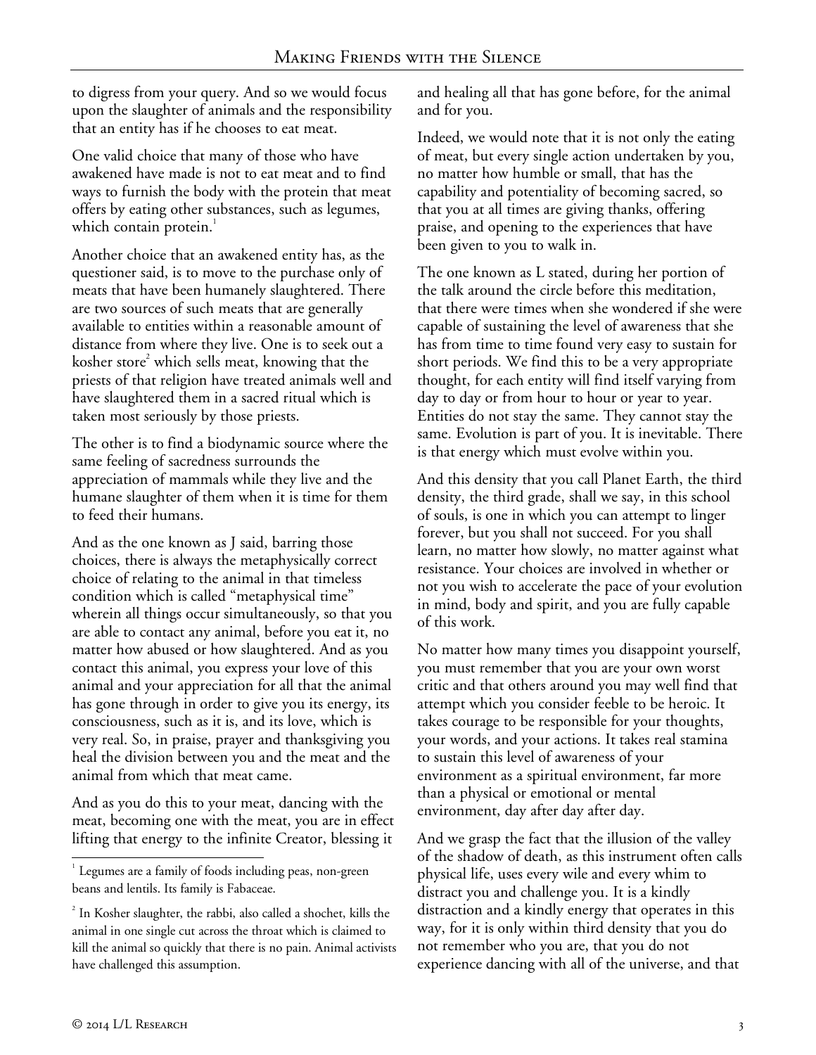to digress from your query. And so we would focus upon the slaughter of animals and the responsibility that an entity has if he chooses to eat meat.

One valid choice that many of those who have awakened have made is not to eat meat and to find ways to furnish the body with the protein that meat offers by eating other substances, such as legumes, which contain protein.[1]

Another choice that an awakened entity has, as the questioner said, is to move to the purchase only of meats that have been humanely slaughtered. There are two sources of such meats that are generally available to entities within a reasonable amount of distance from where they live. One is to seek out a kosher store[2] which sells meat, knowing that the priests of that religion have treated animals well and have slaughtered them in a sacred ritual which is taken most seriously by those priests.

The other is to find a biodynamic source where the same feeling of sacredness surrounds the appreciation of mammals while they live and the humane slaughter of them when it is time for them to feed their humans.

And as the one known as J said, barring those choices, there is always the metaphysically correct choice of relating to the animal in that timeless condition which is called "metaphysical time" wherein all things occur simultaneously, so that you are able to contact any animal, before you eat it, no matter how abused or how slaughtered. And as you contact this animal, you express your love of this animal and your appreciation for all that the animal has gone through in order to give you its energy, its consciousness, such as it is, and its love, which is very real. So, in praise, prayer and thanksgiving you heal the division between you and the meat and the animal from which that meat came.

And as you do this to your meat, dancing with the meat, becoming one with the meat, you are in effect lifting that energy to the infinite Creator, blessing it and healing all that has gone before, for the animal and for you.

Indeed, we would note that it is not only the eating of meat, but every single action undertaken by you, no matter how humble or small, that has the capability and potentiality of becoming sacred, so that you at all times are giving thanks, offering praise, and opening to the experiences that have been given to you to walk in.

The one known as L stated, during her portion of the talk around the circle before this meditation, that there were times when she wondered if she were capable of sustaining the level of awareness that she has from time to time found very easy to sustain for short periods. We find this to be a very appropriate thought, for each entity will find itself varying from day to day or from hour to hour or year to year. Entities do not stay the same. They cannot stay the same. Evolution is part of you. It is inevitable. There is that energy which must evolve within you.

And this density that you call Planet Earth, the third density, the third grade, shall we say, in this school of souls, is one in which you can attempt to linger forever, but you shall not succeed. For you shall learn, no matter how slowly, no matter against what resistance. Your choices are involved in whether or not you wish to accelerate the pace of your evolution in mind, body and spirit, and you are fully capable of this work.

No matter how many times you disappoint yourself, you must remember that you are your own worst critic and that others around you may well find that attempt which you consider feeble to be heroic. It takes courage to be responsible for your thoughts, your words, and your actions. It takes real stamina to sustain this level of awareness of your environment as a spiritual environment, far more than a physical or emotional or mental environment, day after day after day.

And we grasp the fact that the illusion of the valley of the shadow of death, as this instrument often calls physical life, uses every wile and every whim to distract you and challenge you. It is a kindly distraction and a kindly energy that operates in this way, for it is only within third density that you do not remember who you are, that you do not experience dancing with all of the universe, and that

[1] Legumes are a family of foods including peas, non-green beans and lentils. Its family is Fabaceae.

[2] In Kosher slaughter, the rabbi, also called a shochet, kills the animal in one single cut across the throat which is claimed to kill the animal so quickly that there is no pain. Animal activists have challenged this assumption.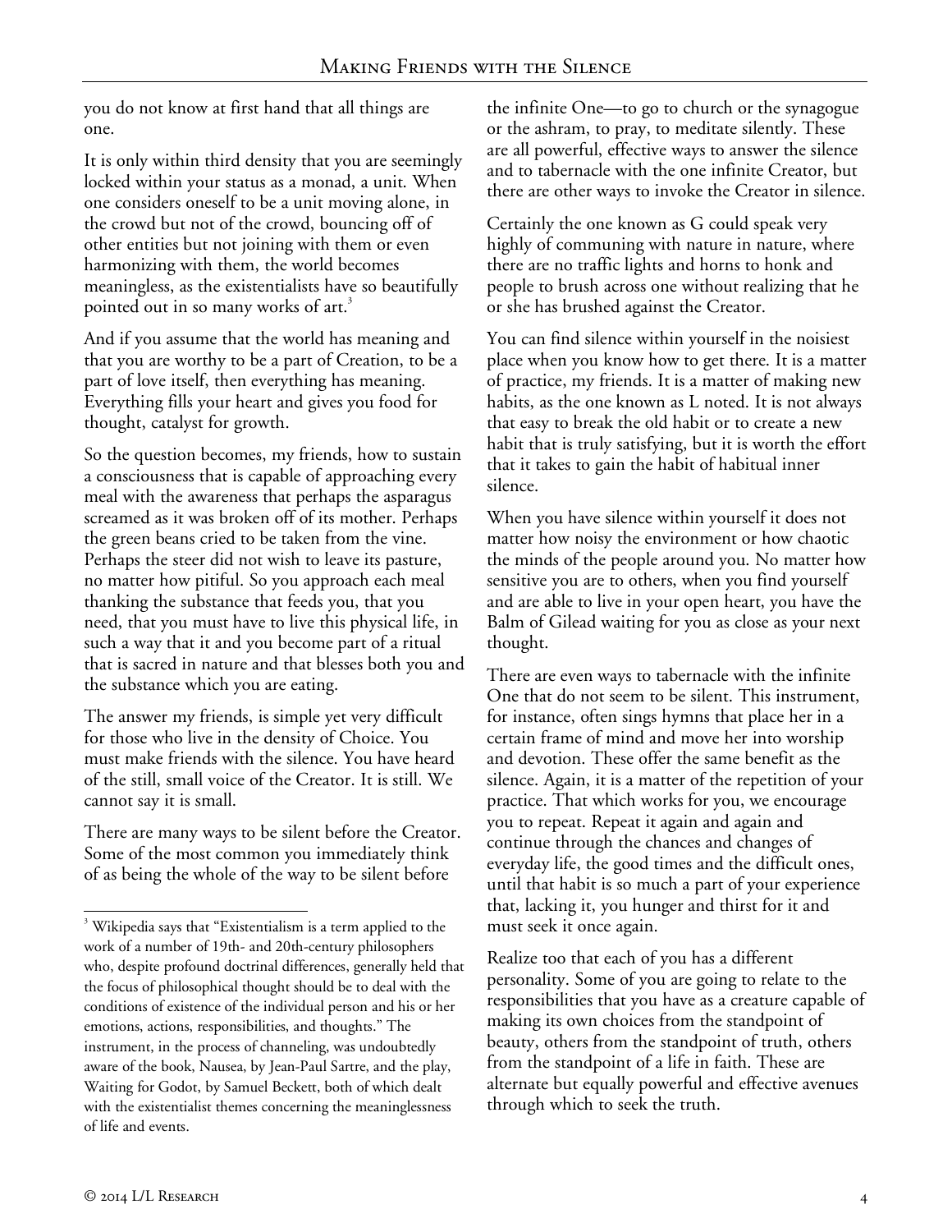you do not know at first hand that all things are one.

It is only within third density that you are seemingly locked within your status as a monad, a unit. When one considers oneself to be a unit moving alone, in the crowd but not of the crowd, bouncing off of other entities but not joining with them or even harmonizing with them, the world becomes meaningless, as the existentialists have so beautifully pointed out in so many works of art.[3]

And if you assume that the world has meaning and that you are worthy to be a part of Creation, to be a part of love itself, then everything has meaning. Everything fills your heart and gives you food for thought, catalyst for growth.

So the question becomes, my friends, how to sustain a consciousness that is capable of approaching every meal with the awareness that perhaps the asparagus screamed as it was broken off of its mother. Perhaps the green beans cried to be taken from the vine. Perhaps the steer did not wish to leave its pasture, no matter how pitiful. So you approach each meal thanking the substance that feeds you, that you need, that you must have to live this physical life, in such a way that it and you become part of a ritual that is sacred in nature and that blesses both you and the substance which you are eating.

The answer my friends, is simple yet very difficult for those who live in the density of Choice. You must make friends with the silence. You have heard of the still, small voice of the Creator. It is still. We cannot say it is small.

There are many ways to be silent before the Creator. Some of the most common you immediately think of as being the whole of the way to be silent before the infinite One—to go to church or the synagogue or the ashram, to pray, to meditate silently. These are all powerful, effective ways to answer the silence and to tabernacle with the one infinite Creator, but there are other ways to invoke the Creator in silence.

Certainly the one known as G could speak very highly of communing with nature in nature, where there are no traffic lights and horns to honk and people to brush across one without realizing that he or she has brushed against the Creator.

You can find silence within yourself in the noisiest place when you know how to get there. It is a matter of practice, my friends. It is a matter of making new habits, as the one known as L noted. It is not always that easy to break the old habit or to create a new habit that is truly satisfying, but it is worth the effort that it takes to gain the habit of habitual inner silence.

When you have silence within yourself it does not matter how noisy the environment or how chaotic the minds of the people around you. No matter how sensitive you are to others, when you find yourself and are able to live in your open heart, you have the Balm of Gilead waiting for you as close as your next thought.

There are even ways to tabernacle with the infinite One that do not seem to be silent. This instrument, for instance, often sings hymns that place her in a certain frame of mind and move her into worship and devotion. These offer the same benefit as the silence. Again, it is a matter of the repetition of your practice. That which works for you, we encourage you to repeat. Repeat it again and again and continue through the chances and changes of everyday life, the good times and the difficult ones, until that habit is so much a part of your experience that, lacking it, you hunger and thirst for it and must seek it once again.

Realize too that each of you has a different personality. Some of you are going to relate to the responsibilities that you have as a creature capable of making its own choices from the standpoint of beauty, others from the standpoint of truth, others from the standpoint of a life in faith. These are alternate but equally powerful and effective avenues through which to seek the truth.

---

[3] Wikipedia says that "Existentialism is a term applied to the work of a number of 19th- and 20th-century philosophers who, despite profound doctrinal differences, generally held that the focus of philosophical thought should be to deal with the conditions of existence of the individual person and his or her emotions, actions, responsibilities, and thoughts." The instrument, in the process of channeling, was undoubtedly aware of the book, Nausea, by Jean-Paul Sartre, and the play, Waiting for Godot, by Samuel Beckett, both of which dealt with the existentialist themes concerning the meaninglessness of life and events.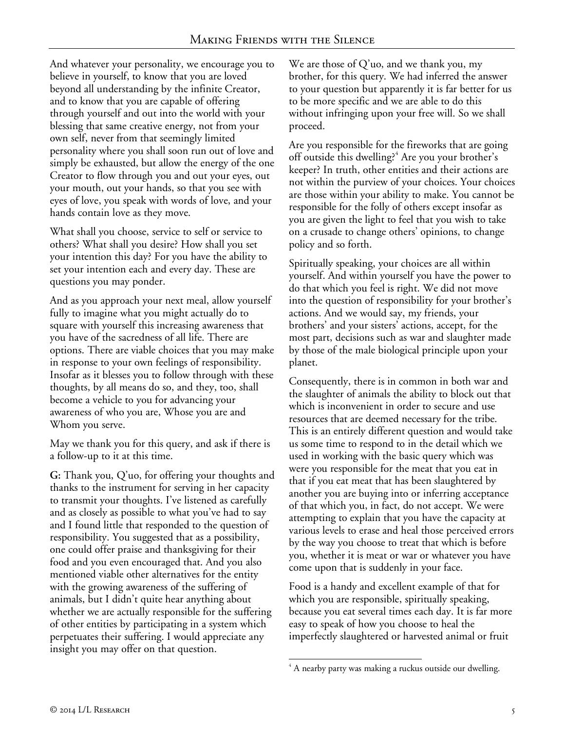And whatever your personality, we encourage you to believe in yourself, to know that you are loved beyond all understanding by the infinite Creator, and to know that you are capable of offering through yourself and out into the world with your blessing that same creative energy, not from your own self, never from that seemingly limited personality where you shall soon run out of love and simply be exhausted, but allow the energy of the one Creator to flow through you and out your eyes, out your mouth, out your hands, so that you see with eyes of love, you speak with words of love, and your hands contain love as they move.

What shall you choose, service to self or service to others? What shall you desire? How shall you set your intention this day? For you have the ability to set your intention each and every day. These are questions you may ponder.

And as you approach your next meal, allow yourself fully to imagine what you might actually do to square with yourself this increasing awareness that you have of the sacredness of all life. There are options. There are viable choices that you may make in response to your own feelings of responsibility. Insofar as it blesses you to follow through with these thoughts, by all means do so, and they, too, shall become a vehicle to you for advancing your awareness of who you are, Whose you are and Whom you serve.

May we thank you for this query, and ask if there is a follow-up to it at this time.

**G:** Thank you, Q'uo, for offering your thoughts and thanks to the instrument for serving in her capacity to transmit your thoughts. I've listened as carefully and as closely as possible to what you've had to say and I found little that responded to the question of responsibility. You suggested that as a possibility, one could offer praise and thanksgiving for their food and you even encouraged that. And you also mentioned viable other alternatives for the entity with the growing awareness of the suffering of animals, but I didn't quite hear anything about whether we are actually responsible for the suffering of other entities by participating in a system which perpetuates their suffering. I would appreciate any insight you may offer on that question.

We are those of Q'uo, and we thank you, my brother, for this query. We had inferred the answer to your question but apparently it is far better for us to be more specific and we are able to do this without infringing upon your free will. So we shall proceed.

Are you responsible for the fireworks that are going off outside this dwelling?[4] Are you your brother's keeper? In truth, other entities and their actions are not within the purview of your choices. Your choices are those within your ability to make. You cannot be responsible for the folly of others except insofar as you are given the light to feel that you wish to take on a crusade to change others' opinions, to change policy and so forth.

Spiritually speaking, your choices are all within yourself. And within yourself you have the power to do that which you feel is right. We did not move into the question of responsibility for your brother's actions. And we would say, my friends, your brothers' and your sisters' actions, accept, for the most part, decisions such as war and slaughter made by those of the male biological principle upon your planet.

Consequently, there is in common in both war and the slaughter of animals the ability to block out that which is inconvenient in order to secure and use resources that are deemed necessary for the tribe. This is an entirely different question and would take us some time to respond to in the detail which we used in working with the basic query which was were you responsible for the meat that you eat in that if you eat meat that has been slaughtered by another you are buying into or inferring acceptance of that which you, in fact, do not accept. We were attempting to explain that you have the capacity at various levels to erase and heal those perceived errors by the way you choose to treat that which is before you, whether it is meat or war or whatever you have come upon that is suddenly in your face.

Food is a handy and excellent example of that for which you are responsible, spiritually speaking, because you eat several times each day. It is far more easy to speak of how you choose to heal the imperfectly slaughtered or harvested animal or fruit

[4] A nearby party was making a ruckus outside our dwelling.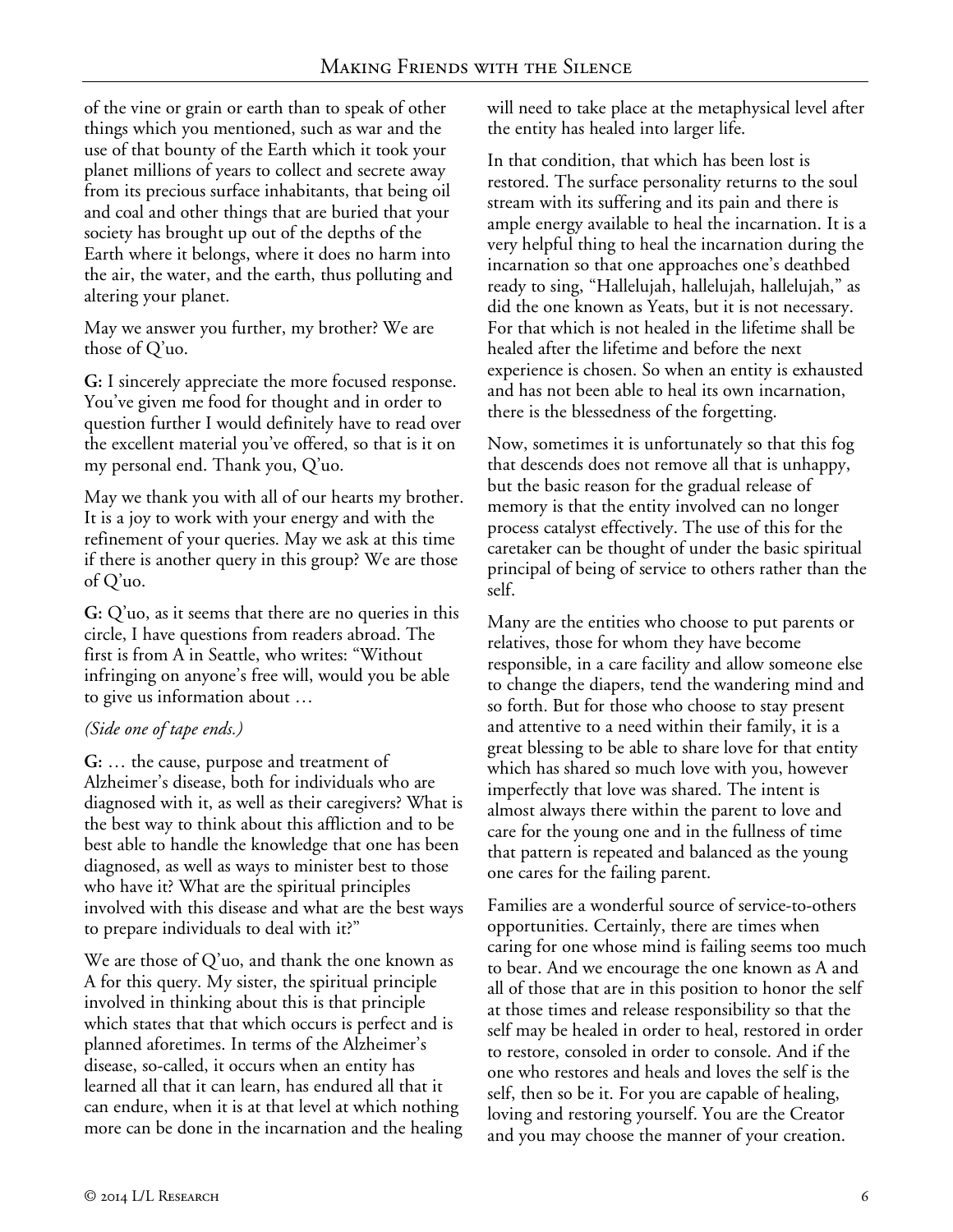of the vine or grain or earth than to speak of other things which you mentioned, such as war and the use of that bounty of the Earth which it took your planet millions of years to collect and secrete away from its precious surface inhabitants, that being oil and coal and other things that are buried that your society has brought up out of the depths of the Earth where it belongs, where it does no harm into the air, the water, and the earth, thus polluting and altering your planet.

May we answer you further, my brother? We are those of Q'uo.

**G:** I sincerely appreciate the more focused response. You've given me food for thought and in order to question further I would definitely have to read over the excellent material you've offered, so that is it on my personal end. Thank you, Q'uo.

May we thank you with all of our hearts my brother. It is a joy to work with your energy and with the refinement of your queries. May we ask at this time if there is another query in this group? We are those of Q'uo.

**G:** Q'uo, as it seems that there are no queries in this circle, I have questions from readers abroad. The first is from A in Seattle, who writes: "Without infringing on anyone's free will, would you be able to give us information about …

*(Side one of tape ends.)*

**G:** … the cause, purpose and treatment of Alzheimer's disease, both for individuals who are diagnosed with it, as well as their caregivers? What is the best way to think about this affliction and to be best able to handle the knowledge that one has been diagnosed, as well as ways to minister best to those who have it? What are the spiritual principles involved with this disease and what are the best ways to prepare individuals to deal with it?"

We are those of Q'uo, and thank the one known as A for this query. My sister, the spiritual principle involved in thinking about this is that principle which states that that which occurs is perfect and is planned aforetimes. In terms of the Alzheimer's disease, so-called, it occurs when an entity has learned all that it can learn, has endured all that it can endure, when it is at that level at which nothing more can be done in the incarnation and the healing will need to take place at the metaphysical level after the entity has healed into larger life.

In that condition, that which has been lost is restored. The surface personality returns to the soul stream with its suffering and its pain and there is ample energy available to heal the incarnation. It is a very helpful thing to heal the incarnation during the incarnation so that one approaches one's deathbed ready to sing, "Hallelujah, hallelujah, hallelujah," as did the one known as Yeats, but it is not necessary. For that which is not healed in the lifetime shall be healed after the lifetime and before the next experience is chosen. So when an entity is exhausted and has not been able to heal its own incarnation, there is the blessedness of the forgetting.

Now, sometimes it is unfortunately so that this fog that descends does not remove all that is unhappy, but the basic reason for the gradual release of memory is that the entity involved can no longer process catalyst effectively. The use of this for the caretaker can be thought of under the basic spiritual principal of being of service to others rather than the self.

Many are the entities who choose to put parents or relatives, those for whom they have become responsible, in a care facility and allow someone else to change the diapers, tend the wandering mind and so forth. But for those who choose to stay present and attentive to a need within their family, it is a great blessing to be able to share love for that entity which has shared so much love with you, however imperfectly that love was shared. The intent is almost always there within the parent to love and care for the young one and in the fullness of time that pattern is repeated and balanced as the young one cares for the failing parent.

Families are a wonderful source of service-to-others opportunities. Certainly, there are times when caring for one whose mind is failing seems too much to bear. And we encourage the one known as A and all of those that are in this position to honor the self at those times and release responsibility so that the self may be healed in order to heal, restored in order to restore, consoled in order to console. And if the one who restores and heals and loves the self is the self, then so be it. For you are capable of healing, loving and restoring yourself. You are the Creator and you may choose the manner of your creation.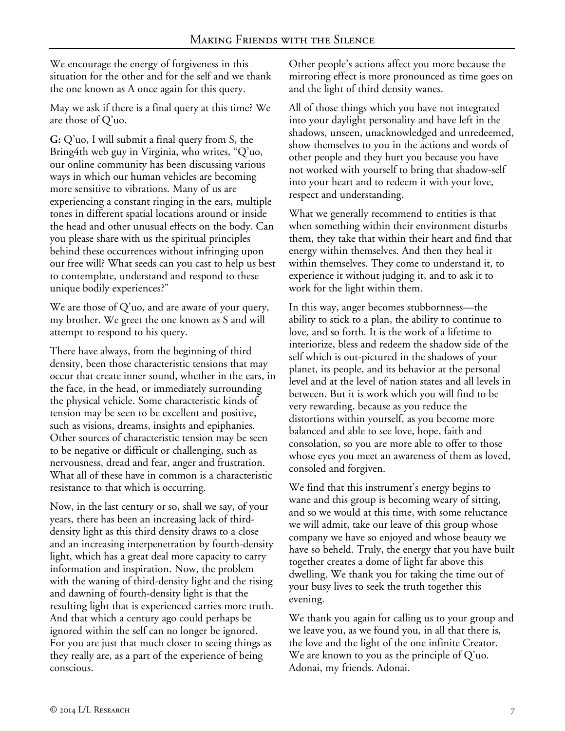We encourage the energy of forgiveness in this situation for the other and for the self and we thank the one known as A once again for this query.

May we ask if there is a final query at this time? We are those of Q'uo.

**G:** Q'uo, I will submit a final query from S, the Bring4th web guy in Virginia, who writes, "Q'uo, our online community has been discussing various ways in which our human vehicles are becoming more sensitive to vibrations. Many of us are experiencing a constant ringing in the ears, multiple tones in different spatial locations around or inside the head and other unusual effects on the body. Can you please share with us the spiritual principles behind these occurrences without infringing upon our free will? What seeds can you cast to help us best to contemplate, understand and respond to these unique bodily experiences?"

We are those of Q'uo, and are aware of your query, my brother. We greet the one known as S and will attempt to respond to his query.

There have always, from the beginning of third density, been those characteristic tensions that may occur that create inner sound, whether in the ears, in the face, in the head, or immediately surrounding the physical vehicle. Some characteristic kinds of tension may be seen to be excellent and positive, such as visions, dreams, insights and epiphanies. Other sources of characteristic tension may be seen to be negative or difficult or challenging, such as nervousness, dread and fear, anger and frustration. What all of these have in common is a characteristic resistance to that which is occurring.

Now, in the last century or so, shall we say, of your years, there has been an increasing lack of third-density light as this third density draws to a close and an increasing interpenetration by fourth-density light, which has a great deal more capacity to carry information and inspiration. Now, the problem with the waning of third-density light and the rising and dawning of fourth-density light is that the resulting light that is experienced carries more truth. And that which a century ago could perhaps be ignored within the self can no longer be ignored. For you are just that much closer to seeing things as they really are, as a part of the experience of being conscious.

Other people's actions affect you more because the mirroring effect is more pronounced as time goes on and the light of third density wanes.

All of those things which you have not integrated into your daylight personality and have left in the shadows, unseen, unacknowledged and unredeemed, show themselves to you in the actions and words of other people and they hurt you because you have not worked with yourself to bring that shadow-self into your heart and to redeem it with your love, respect and understanding.

What we generally recommend to entities is that when something within their environment disturbs them, they take that within their heart and find that energy within themselves. And then they heal it within themselves. They come to understand it, to experience it without judging it, and to ask it to work for the light within them.

In this way, anger becomes stubbornness—the ability to stick to a plan, the ability to continue to love, and so forth. It is the work of a lifetime to interiorize, bless and redeem the shadow side of the self which is out-pictured in the shadows of your planet, its people, and its behavior at the personal level and at the level of nation states and all levels in between. But it is work which you will find to be very rewarding, because as you reduce the distortions within yourself, as you become more balanced and able to see love, hope, faith and consolation, so you are more able to offer to those whose eyes you meet an awareness of them as loved, consoled and forgiven.

We find that this instrument's energy begins to wane and this group is becoming weary of sitting, and so we would at this time, with some reluctance we will admit, take our leave of this group whose company we have so enjoyed and whose beauty we have so beheld. Truly, the energy that you have built together creates a dome of light far above this dwelling. We thank you for taking the time out of your busy lives to seek the truth together this evening.

We thank you again for calling us to your group and we leave you, as we found you, in all that there is, the love and the light of the one infinite Creator. We are known to you as the principle of Q'uo. Adonai, my friends. Adonai.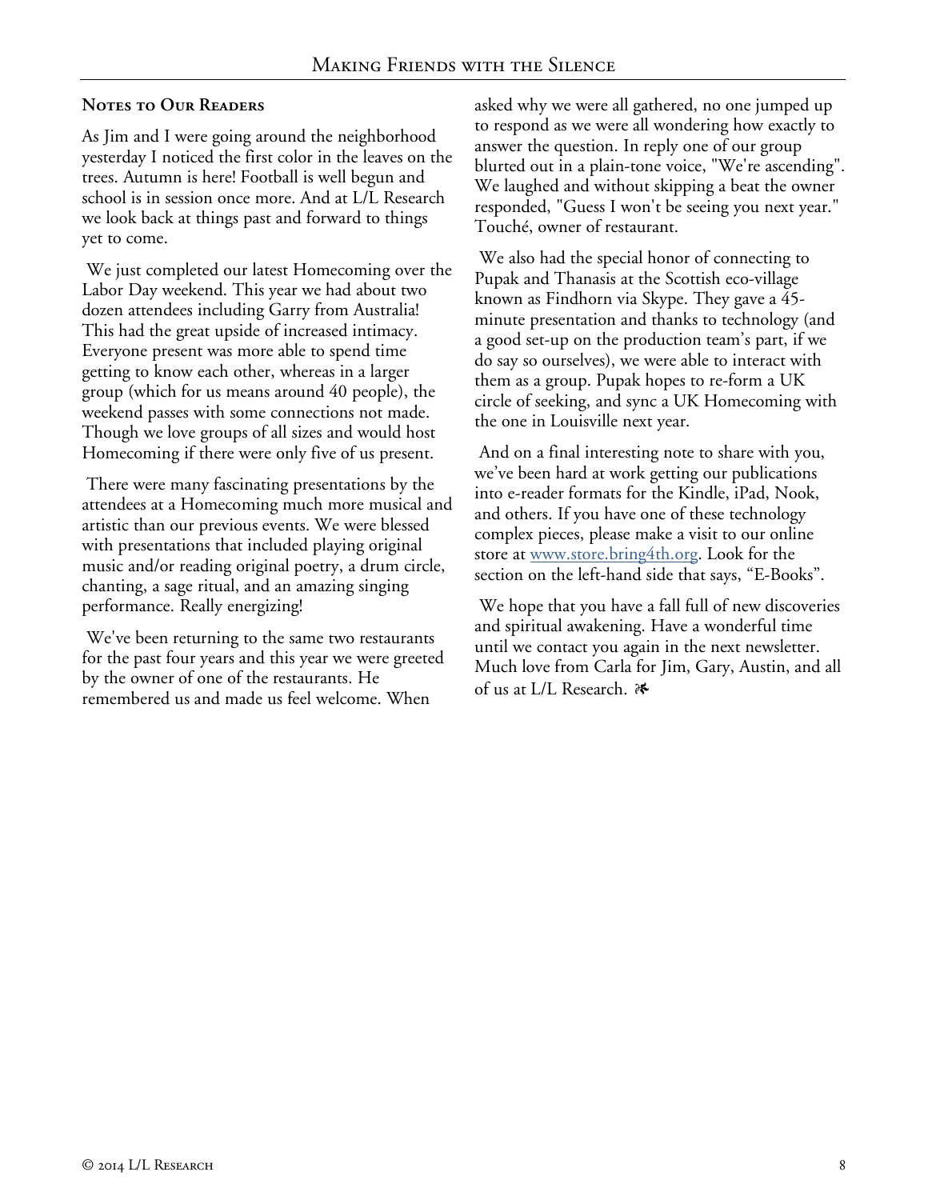## Notes to Our Readers

As Jim and I were going around the neighborhood yesterday I noticed the first color in the leaves on the trees. Autumn is here! Football is well begun and school is in session once more. And at L/L Research we look back at things past and forward to things yet to come.

We just completed our latest Homecoming over the Labor Day weekend. This year we had about two dozen attendees including Garry from Australia! This had the great upside of increased intimacy. Everyone present was more able to spend time getting to know each other, whereas in a larger group (which for us means around 40 people), the weekend passes with some connections not made. Though we love groups of all sizes and would host Homecoming if there were only five of us present.

There were many fascinating presentations by the attendees at a Homecoming much more musical and artistic than our previous events. We were blessed with presentations that included playing original music and/or reading original poetry, a drum circle, chanting, a sage ritual, and an amazing singing performance. Really energizing!

We've been returning to the same two restaurants for the past four years and this year we were greeted by the owner of one of the restaurants. He remembered us and made us feel welcome. When asked why we were all gathered, no one jumped up to respond as we were all wondering how exactly to answer the question. In reply one of our group blurted out in a plain-tone voice, "We're ascending". We laughed and without skipping a beat the owner responded, "Guess I won't be seeing you next year." Touché, owner of restaurant.

We also had the special honor of connecting to Pupak and Thanasis at the Scottish eco-village known as Findhorn via Skype. They gave a 45-minute presentation and thanks to technology (and a good set-up on the production team's part, if we do say so ourselves), we were able to interact with them as a group. Pupak hopes to re-form a UK circle of seeking, and sync a UK Homecoming with the one in Louisville next year.

And on a final interesting note to share with you, we've been hard at work getting our publications into e-reader formats for the Kindle, iPad, Nook, and others. If you have one of these technology complex pieces, please make a visit to our online store at www.store.bring4th.org. Look for the section on the left-hand side that says, "E-Books".

We hope that you have a fall full of new discoveries and spiritual awakening. Have a wonderful time until we contact you again in the next newsletter. Much love from Carla for Jim, Gary, Austin, and all of us at L/L Research. ❧